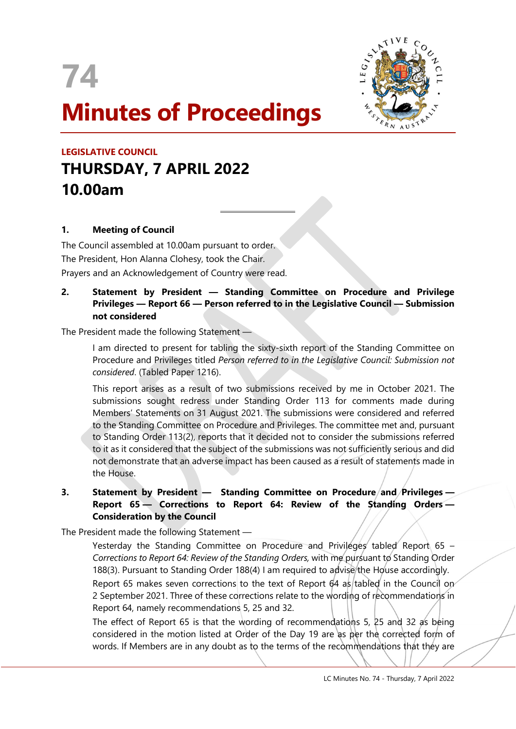# 74

# Minutes of Proceedings

**LEGISLATIVE COUNCIL**

## THURSDAY, 7 APRIL 2022

## 10.00am

### 1. Meeting of Council

The Council assembled at 10.00am pursuant to order.

The President, Hon Alanna Clohesy, took the Chair.

Prayers and an Acknowledgement of Country were read.

### 2. Statement by President — Standing Committee on Procedure and Privilege Privileges — Report 66 — Person referred to in the Legislative Council — Submission not considered

The President made the following Statement —

> I am directed to present for tabling the sixty-sixth report of the Standing Committee on Procedure and Privileges titled *Person referred to in the Legislative Council: Submission not considered*. (Tabled Paper 1216).
>
> This report arises as a result of two submissions received by me in October 2021. The submissions sought redress under Standing Order 113 for comments made during Members' Statements on 31 August 2021. The submissions were considered and referred to the Standing Committee on Procedure and Privileges. The committee met and, pursuant to Standing Order 113(2), reports that it decided not to consider the submissions referred to it as it considered that the subject of the submissions was not sufficiently serious and did not demonstrate that an adverse impact has been caused as a result of statements made in the House.

### 3. Statement by President — Standing Committee on Procedure and Privileges — Report 65 — Corrections to Report 64: Review of the Standing Orders — Consideration by the Council

The President made the following Statement —

> Yesterday the Standing Committee on Procedure and Privileges tabled Report 65 – *Corrections to Report 64: Review of the Standing Orders,* with me pursuant to Standing Order 188(3). Pursuant to Standing Order 188(4) I am required to advise the House accordingly.
>
> Report 65 makes seven corrections to the text of Report 64 as tabled in the Council on 2 September 2021. Three of these corrections relate to the wording of recommendations in Report 64, namely recommendations 5, 25 and 32.
>
> The effect of Report 65 is that the wording of recommendations 5, 25 and 32 as being considered in the motion listed at Order of the Day 19 are as per the corrected form of words. If Members are in any doubt as to the terms of the recommendations that they are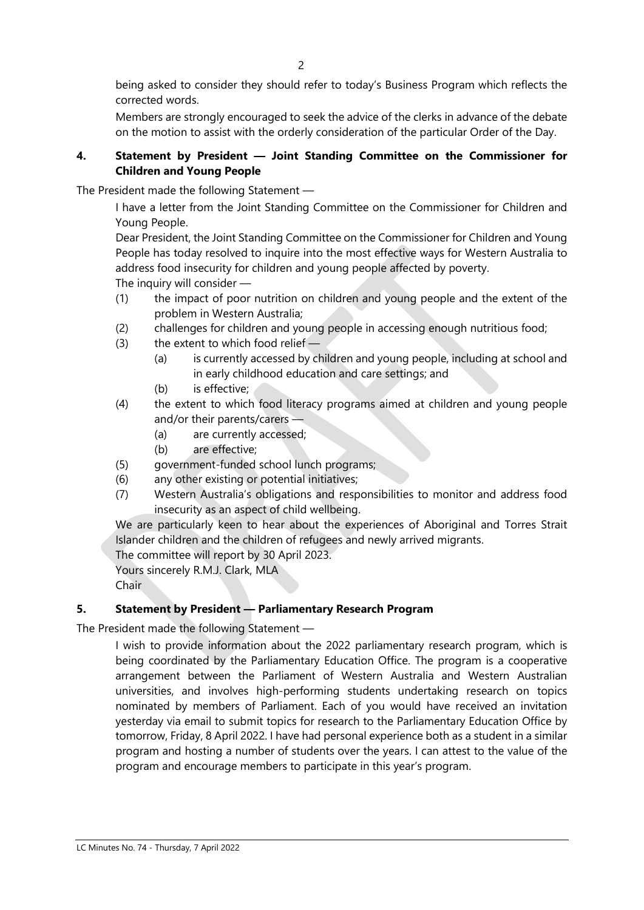being asked to consider they should refer to today's Business Program which reflects the corrected words.

Members are strongly encouraged to seek the advice of the clerks in advance of the debate on the motion to assist with the orderly consideration of the particular Order of the Day.

## 4. Statement by President — Joint Standing Committee on the Commissioner for Children and Young People

The President made the following Statement —

I have a letter from the Joint Standing Committee on the Commissioner for Children and Young People.

Dear President, the Joint Standing Committee on the Commissioner for Children and Young People has today resolved to inquire into the most effective ways for Western Australia to address food insecurity for children and young people affected by poverty.

The inquiry will consider —

(1) the impact of poor nutrition on children and young people and the extent of the problem in Western Australia;

(2) challenges for children and young people in accessing enough nutritious food;

(3) the extent to which food relief —

  (a) is currently accessed by children and young people, including at school and in early childhood education and care settings; and

  (b) is effective;

(4) the extent to which food literacy programs aimed at children and young people and/or their parents/carers —

  (a) are currently accessed;

  (b) are effective;

(5) government-funded school lunch programs;

(6) any other existing or potential initiatives;

(7) Western Australia's obligations and responsibilities to monitor and address food insecurity as an aspect of child wellbeing.

We are particularly keen to hear about the experiences of Aboriginal and Torres Strait Islander children and the children of refugees and newly arrived migrants.

The committee will report by 30 April 2023.

Yours sincerely R.M.J. Clark, MLA
Chair

## 5. Statement by President — Parliamentary Research Program

The President made the following Statement —

I wish to provide information about the 2022 parliamentary research program, which is being coordinated by the Parliamentary Education Office. The program is a cooperative arrangement between the Parliament of Western Australia and Western Australian universities, and involves high-performing students undertaking research on topics nominated by members of Parliament. Each of you would have received an invitation yesterday via email to submit topics for research to the Parliamentary Education Office by tomorrow, Friday, 8 April 2022. I have had personal experience both as a student in a similar program and hosting a number of students over the years. I can attest to the value of the program and encourage members to participate in this year's program.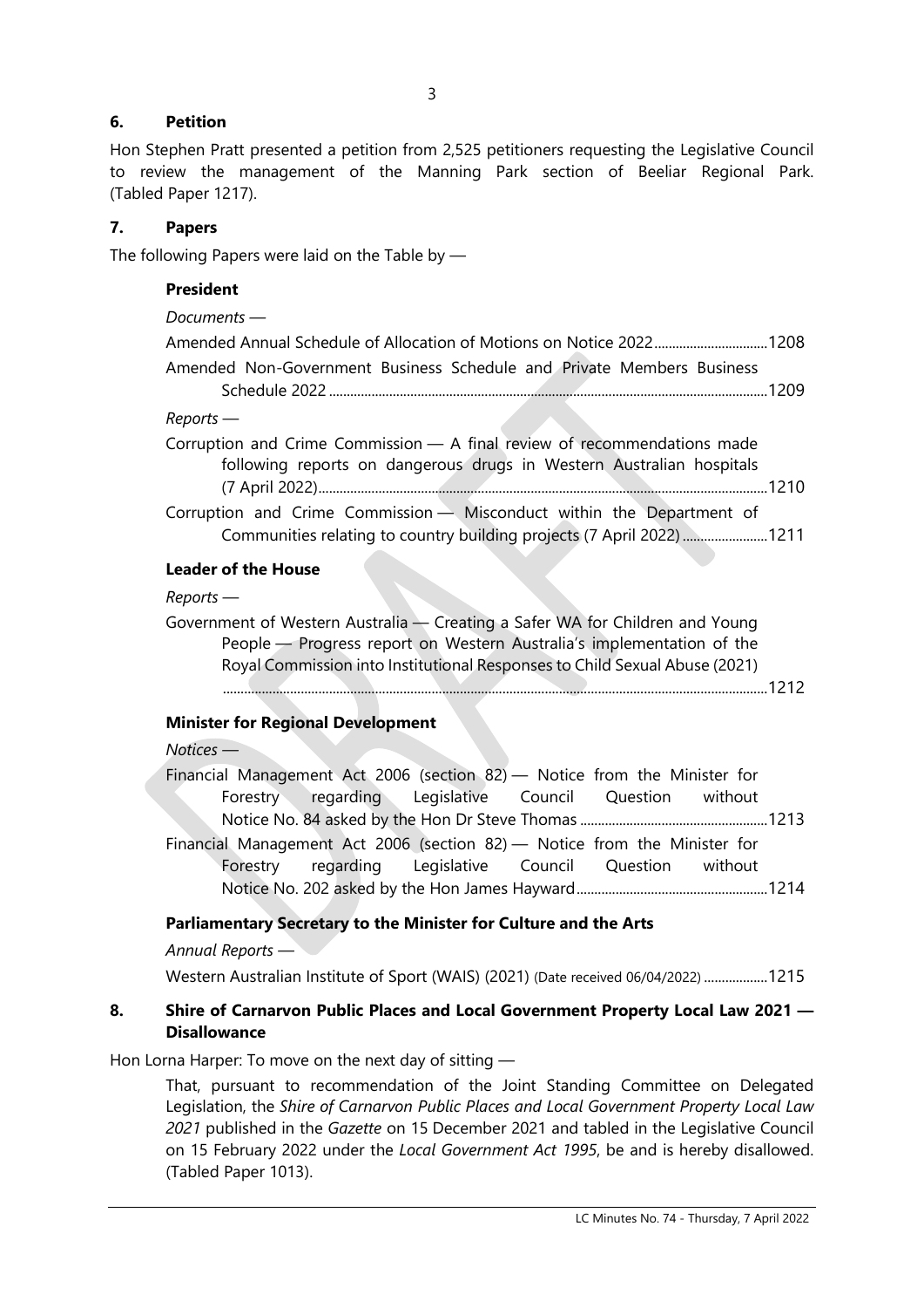## 6. Petition

Hon Stephen Pratt presented a petition from 2,525 petitioners requesting the Legislative Council to review the management of the Manning Park section of Beeliar Regional Park. (Tabled Paper 1217).

## 7. Papers

The following Papers were laid on the Table by —

**President**

*Documents* —

Amended Annual Schedule of Allocation of Motions on Notice 2022 ....................1208

Amended Non-Government Business Schedule and Private Members Business Schedule 2022 ....................1209

*Reports* —

Corruption and Crime Commission — A final review of recommendations made following reports on dangerous drugs in Western Australian hospitals (7 April 2022) ....................1210

Corruption and Crime Commission — Misconduct within the Department of Communities relating to country building projects (7 April 2022) ....................1211

**Leader of the House**

*Reports* —

Government of Western Australia — Creating a Safer WA for Children and Young People — Progress report on Western Australia's implementation of the Royal Commission into Institutional Responses to Child Sexual Abuse (2021) ....................1212

**Minister for Regional Development**

*Notices* —

Financial Management Act 2006 (section 82) — Notice from the Minister for Forestry regarding Legislative Council Question without Notice No. 84 asked by the Hon Dr Steve Thomas ....................1213

Financial Management Act 2006 (section 82) — Notice from the Minister for Forestry regarding Legislative Council Question without Notice No. 202 asked by the Hon James Hayward ....................1214

**Parliamentary Secretary to the Minister for Culture and the Arts**

*Annual Reports* —

Western Australian Institute of Sport (WAIS) (2021) (Date received 06/04/2022) ....................1215

## 8. Shire of Carnarvon Public Places and Local Government Property Local Law 2021 — Disallowance

Hon Lorna Harper: To move on the next day of sitting —

That, pursuant to recommendation of the Joint Standing Committee on Delegated Legislation, the *Shire of Carnarvon Public Places and Local Government Property Local Law 2021* published in the *Gazette* on 15 December 2021 and tabled in the Legislative Council on 15 February 2022 under the *Local Government Act 1995*, be and is hereby disallowed. (Tabled Paper 1013).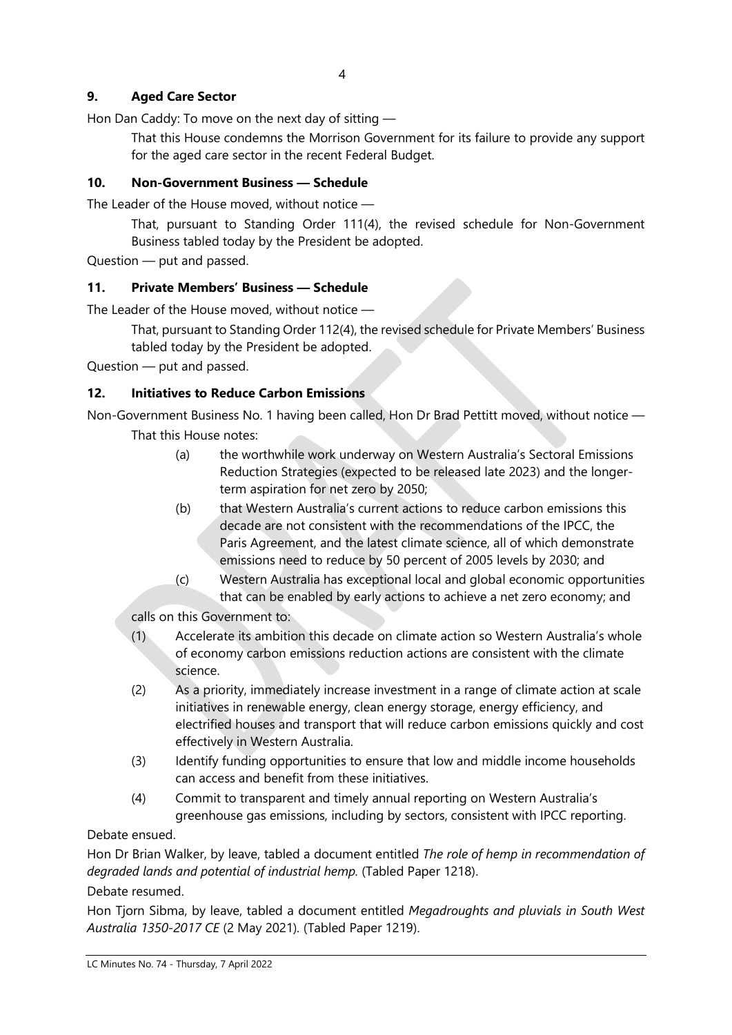## 9. Aged Care Sector

Hon Dan Caddy: To move on the next day of sitting —

> That this House condemns the Morrison Government for its failure to provide any support for the aged care sector in the recent Federal Budget.

## 10. Non-Government Business — Schedule

The Leader of the House moved, without notice —

> That, pursuant to Standing Order 111(4), the revised schedule for Non-Government Business tabled today by the President be adopted.

Question — put and passed.

## 11. Private Members' Business — Schedule

The Leader of the House moved, without notice —

> That, pursuant to Standing Order 112(4), the revised schedule for Private Members' Business tabled today by the President be adopted.

Question — put and passed.

## 12. Initiatives to Reduce Carbon Emissions

Non-Government Business No. 1 having been called, Hon Dr Brad Pettitt moved, without notice —

> That this House notes:
>
> (a) the worthwhile work underway on Western Australia's Sectoral Emissions Reduction Strategies (expected to be released late 2023) and the longer-term aspiration for net zero by 2050;
>
> (b) that Western Australia's current actions to reduce carbon emissions this decade are not consistent with the recommendations of the IPCC, the Paris Agreement, and the latest climate science, all of which demonstrate emissions need to reduce by 50 percent of 2005 levels by 2030; and
>
> (c) Western Australia has exceptional local and global economic opportunities that can be enabled by early actions to achieve a net zero economy; and
>
> calls on this Government to:
>
> (1) Accelerate its ambition this decade on climate action so Western Australia's whole of economy carbon emissions reduction actions are consistent with the climate science.
>
> (2) As a priority, immediately increase investment in a range of climate action at scale initiatives in renewable energy, clean energy storage, energy efficiency, and electrified houses and transport that will reduce carbon emissions quickly and cost effectively in Western Australia.
>
> (3) Identify funding opportunities to ensure that low and middle income households can access and benefit from these initiatives.
>
> (4) Commit to transparent and timely annual reporting on Western Australia's greenhouse gas emissions, including by sectors, consistent with IPCC reporting.

Debate ensued.

Hon Dr Brian Walker, by leave, tabled a document entitled *The role of hemp in recommendation of degraded lands and potential of industrial hemp.* (Tabled Paper 1218).

Debate resumed.

Hon Tjorn Sibma, by leave, tabled a document entitled *Megadroughts and pluvials in South West Australia 1350-2017 CE* (2 May 2021). (Tabled Paper 1219).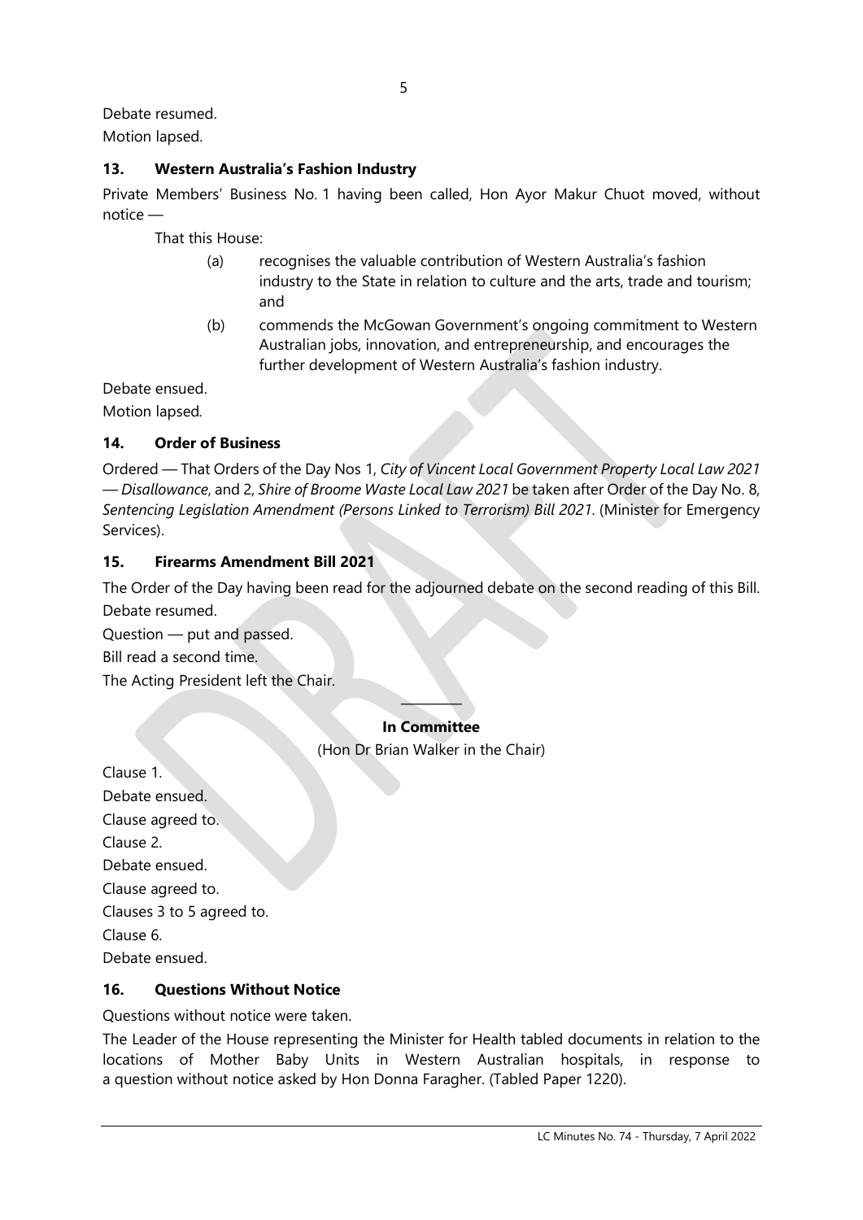Debate resumed.

Motion lapsed.

### 13. Western Australia's Fashion Industry

Private Members' Business No. 1 having been called, Hon Ayor Makur Chuot moved, without notice —

That this House:

(a) recognises the valuable contribution of Western Australia's fashion industry to the State in relation to culture and the arts, trade and tourism; and

(b) commends the McGowan Government's ongoing commitment to Western Australian jobs, innovation, and entrepreneurship, and encourages the further development of Western Australia's fashion industry.

Debate ensued.

Motion lapsed*.*

### 14. Order of Business

Ordered — That Orders of the Day Nos 1, *City of Vincent Local Government Property Local Law 2021 — Disallowance*, and 2, *Shire of Broome Waste Local Law 2021* be taken after Order of the Day No. 8, *Sentencing Legislation Amendment (Persons Linked to Terrorism) Bill 2021*. (Minister for Emergency Services).

### 15. Firearms Amendment Bill 2021

The Order of the Day having been read for the adjourned debate on the second reading of this Bill.

Debate resumed.

Question — put and passed.

Bill read a second time.

The Acting President left the Chair.

---

**In Committee**

(Hon Dr Brian Walker in the Chair)

Clause 1.

Debate ensued.

Clause agreed to.

Clause 2.

Debate ensued.

Clause agreed to.

Clauses 3 to 5 agreed to.

Clause 6.

Debate ensued.

### 16. Questions Without Notice

Questions without notice were taken.

The Leader of the House representing the Minister for Health tabled documents in relation to the locations of Mother Baby Units in Western Australian hospitals, in response to a question without notice asked by Hon Donna Faragher. (Tabled Paper 1220).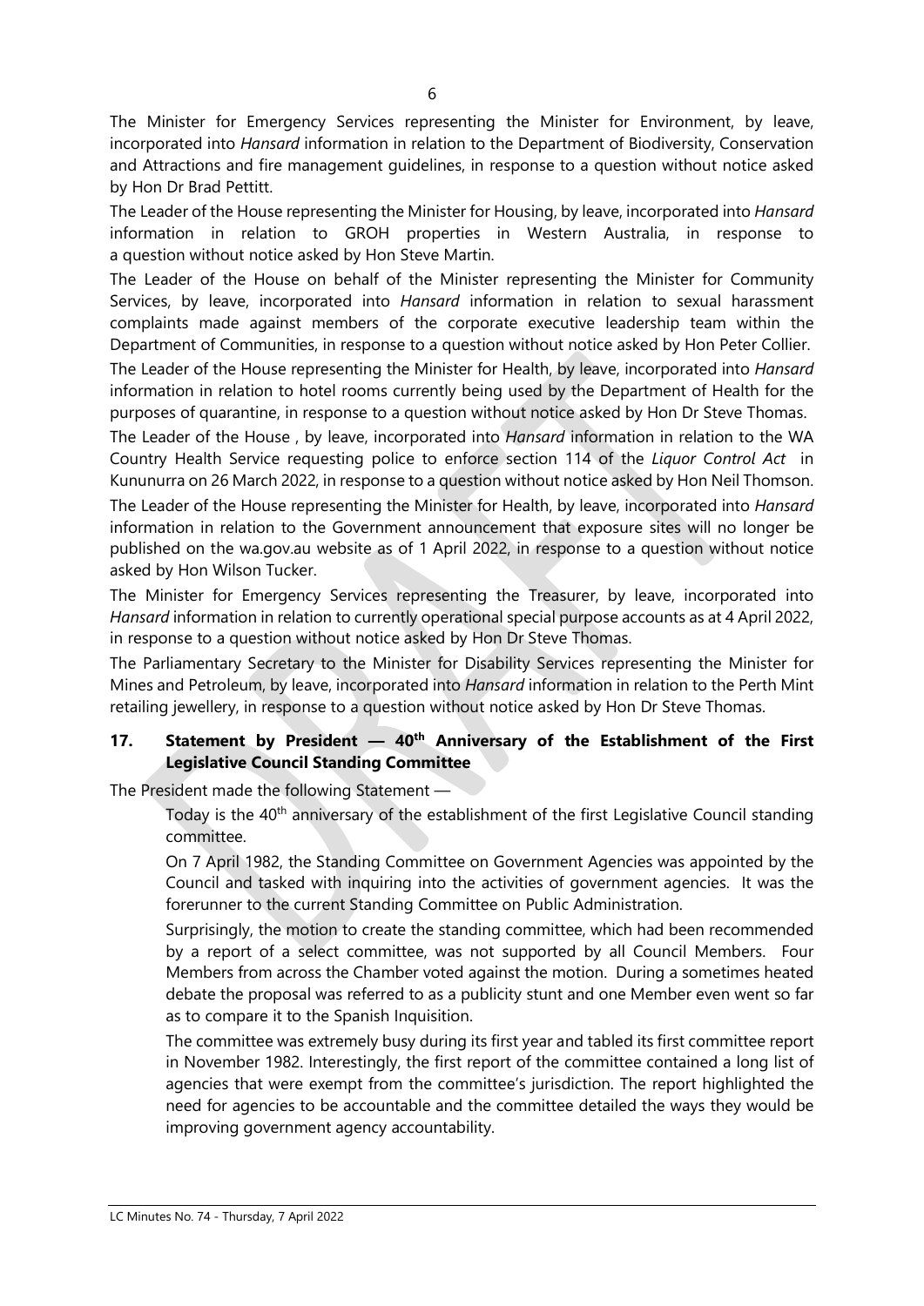The Minister for Emergency Services representing the Minister for Environment, by leave, incorporated into *Hansard* information in relation to the Department of Biodiversity, Conservation and Attractions and fire management guidelines, in response to a question without notice asked by Hon Dr Brad Pettitt.

The Leader of the House representing the Minister for Housing, by leave, incorporated into *Hansard* information in relation to GROH properties in Western Australia, in response to a question without notice asked by Hon Steve Martin.

The Leader of the House on behalf of the Minister representing the Minister for Community Services, by leave, incorporated into *Hansard* information in relation to sexual harassment complaints made against members of the corporate executive leadership team within the Department of Communities, in response to a question without notice asked by Hon Peter Collier.

The Leader of the House representing the Minister for Health, by leave, incorporated into *Hansard* information in relation to hotel rooms currently being used by the Department of Health for the purposes of quarantine, in response to a question without notice asked by Hon Dr Steve Thomas.

The Leader of the House , by leave, incorporated into *Hansard* information in relation to the WA Country Health Service requesting police to enforce section 114 of the *Liquor Control Act* in Kununurra on 26 March 2022, in response to a question without notice asked by Hon Neil Thomson.

The Leader of the House representing the Minister for Health, by leave, incorporated into *Hansard* information in relation to the Government announcement that exposure sites will no longer be published on the wa.gov.au website as of 1 April 2022, in response to a question without notice asked by Hon Wilson Tucker.

The Minister for Emergency Services representing the Treasurer, by leave, incorporated into *Hansard* information in relation to currently operational special purpose accounts as at 4 April 2022, in response to a question without notice asked by Hon Dr Steve Thomas.

The Parliamentary Secretary to the Minister for Disability Services representing the Minister for Mines and Petroleum, by leave, incorporated into *Hansard* information in relation to the Perth Mint retailing jewellery, in response to a question without notice asked by Hon Dr Steve Thomas.

### 17. Statement by President — 40th Anniversary of the Establishment of the First Legislative Council Standing Committee

The President made the following Statement —

> Today is the 40th anniversary of the establishment of the first Legislative Council standing committee.
>
> On 7 April 1982, the Standing Committee on Government Agencies was appointed by the Council and tasked with inquiring into the activities of government agencies. It was the forerunner to the current Standing Committee on Public Administration.
>
> Surprisingly, the motion to create the standing committee, which had been recommended by a report of a select committee, was not supported by all Council Members. Four Members from across the Chamber voted against the motion. During a sometimes heated debate the proposal was referred to as a publicity stunt and one Member even went so far as to compare it to the Spanish Inquisition.
>
> The committee was extremely busy during its first year and tabled its first committee report in November 1982. Interestingly, the first report of the committee contained a long list of agencies that were exempt from the committee's jurisdiction. The report highlighted the need for agencies to be accountable and the committee detailed the ways they would be improving government agency accountability.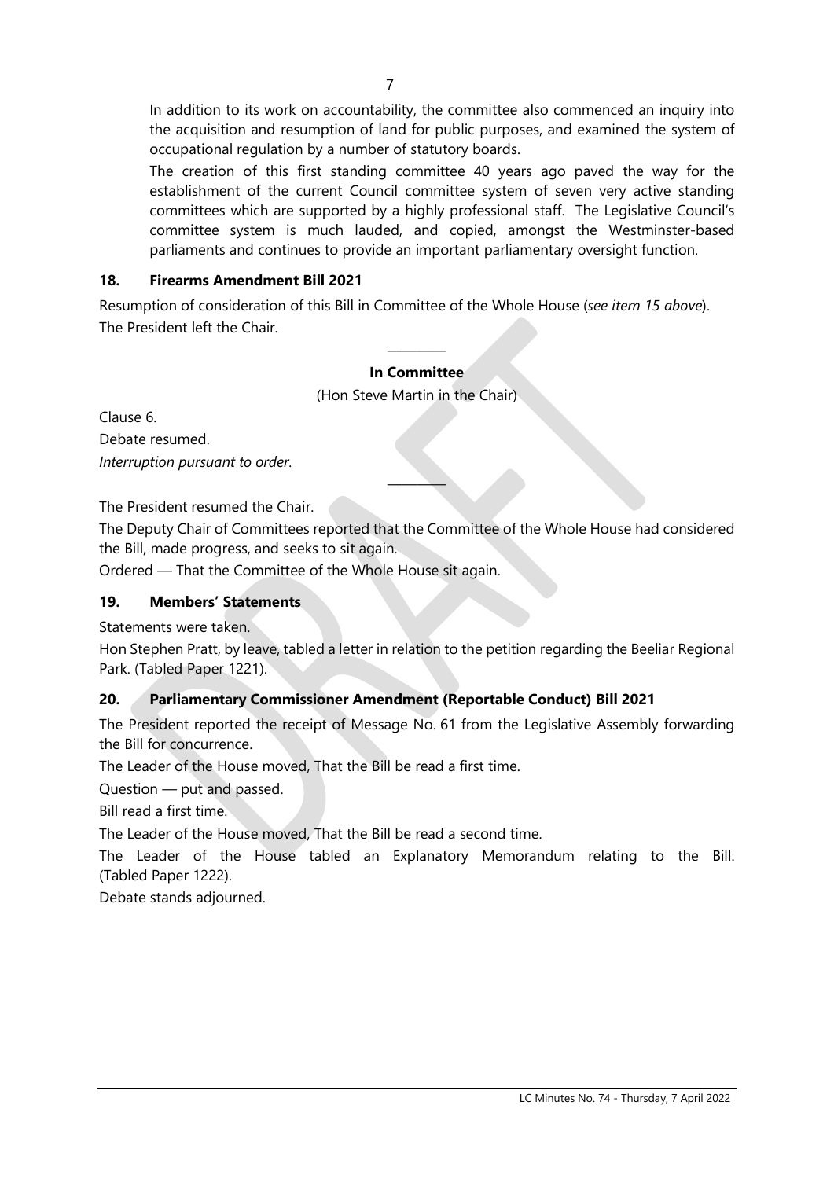In addition to its work on accountability, the committee also commenced an inquiry into the acquisition and resumption of land for public purposes, and examined the system of occupational regulation by a number of statutory boards.

The creation of this first standing committee 40 years ago paved the way for the establishment of the current Council committee system of seven very active standing committees which are supported by a highly professional staff. The Legislative Council's committee system is much lauded, and copied, amongst the Westminster-based parliaments and continues to provide an important parliamentary oversight function.

## 18. Firearms Amendment Bill 2021

Resumption of consideration of this Bill in Committee of the Whole House (*see item 15 above*).

The President left the Chair.

---

**In Committee**

(Hon Steve Martin in the Chair)

Clause 6.

Debate resumed.

*Interruption pursuant to order.*

---

The President resumed the Chair.

The Deputy Chair of Committees reported that the Committee of the Whole House had considered the Bill, made progress, and seeks to sit again.

Ordered — That the Committee of the Whole House sit again.

## 19. Members' Statements

Statements were taken.

Hon Stephen Pratt, by leave, tabled a letter in relation to the petition regarding the Beeliar Regional Park. (Tabled Paper 1221).

## 20. Parliamentary Commissioner Amendment (Reportable Conduct) Bill 2021

The President reported the receipt of Message No. 61 from the Legislative Assembly forwarding the Bill for concurrence.

The Leader of the House moved, That the Bill be read a first time.

Question — put and passed.

Bill read a first time.

The Leader of the House moved, That the Bill be read a second time.

The Leader of the House tabled an Explanatory Memorandum relating to the Bill. (Tabled Paper 1222).

Debate stands adjourned.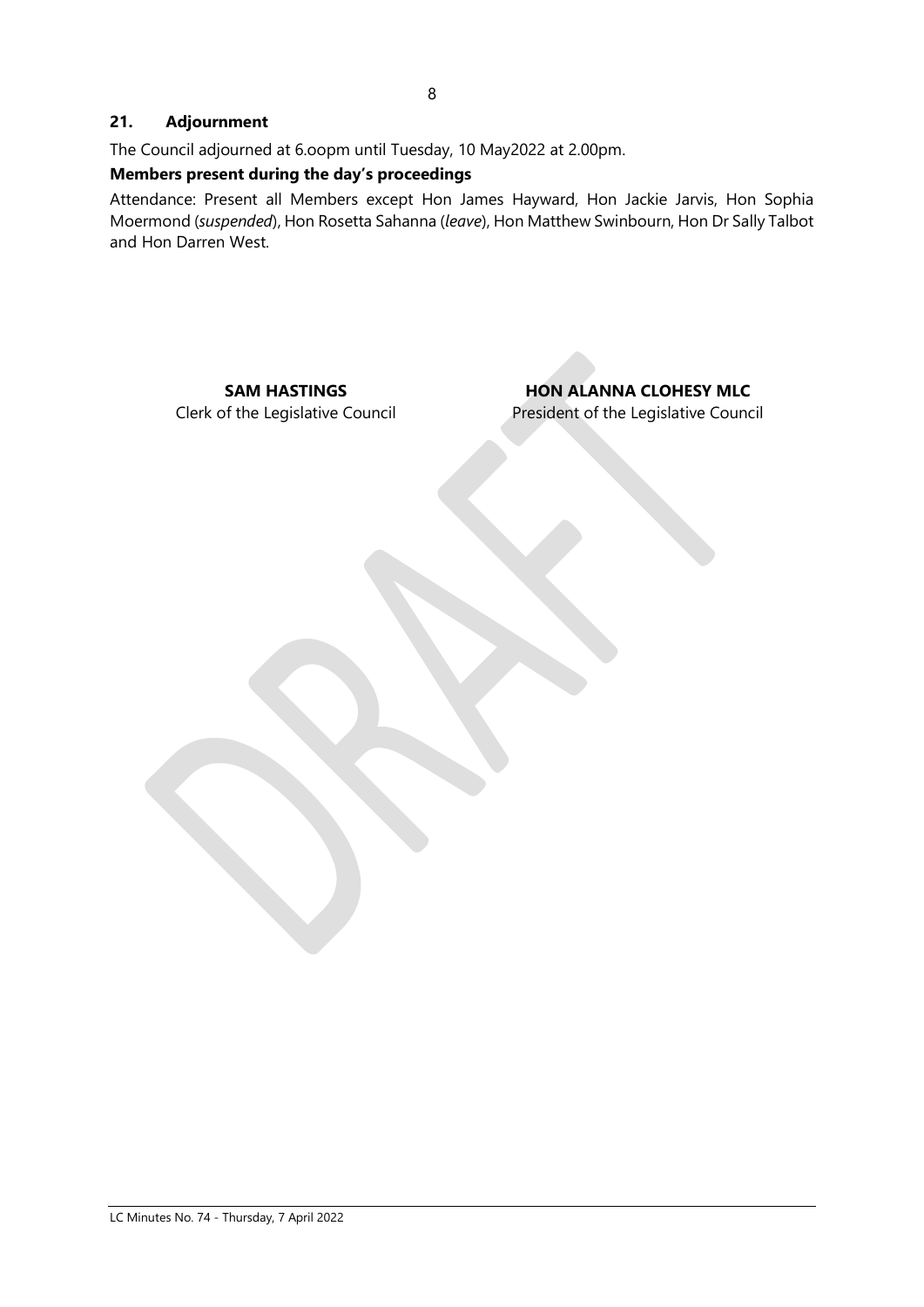## 21. Adjournment

The Council adjourned at 6.oopm until Tuesday, 10 May2022 at 2.00pm.

### Members present during the day's proceedings

Attendance: Present all Members except Hon James Hayward, Hon Jackie Jarvis, Hon Sophia Moermond (*suspended*), Hon Rosetta Sahanna (*leave*), Hon Matthew Swinbourn, Hon Dr Sally Talbot and Hon Darren West.

**SAM HASTINGS**
Clerk of the Legislative Council

**HON ALANNA CLOHESY MLC**
President of the Legislative Council

DRAFT